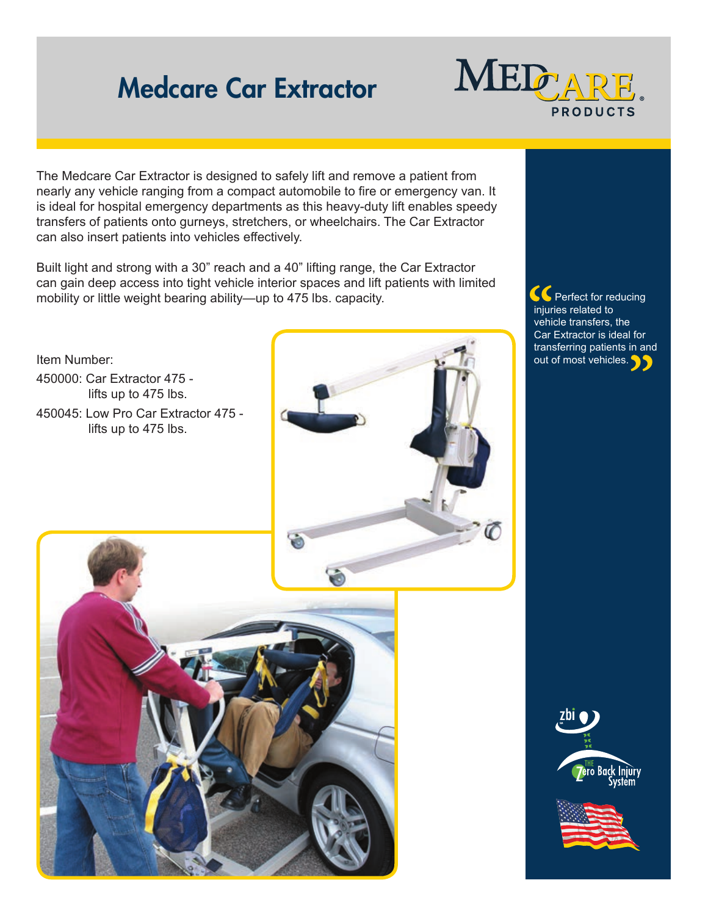# Medcare Car Extractor

MEDCARE® PRODUCTS

The Medcare Car Extractor is designed to safely lift and remove a patient from nearly any vehicle ranging from a compact automobile to fire or emergency van. It is ideal for hospital emergency departments as this heavy-duty lift enables speedy transfers of patients onto gurneys, stretchers, or wheelchairs. The Car Extractor can also insert patients into vehicles effectively.

Built light and strong with a 30" reach and a 40" lifting range, the Car Extractor can gain deep access into tight vehicle interior spaces and lift patients with limited mobility or little weight bearing ability—up to 475 lbs. capacity.

> "Perfect for reducing injuries related to vehicle transfers, the Car Extractor is ideal for transferring patients in and out of most vehicles."

Item Number:

- 450000: Car Extractor 475 - lifts up to 475 lbs.
- 450045: Low Pro Car Extractor 475 - lifts up to 475 lbs.

zbi – The Zero Back Injury System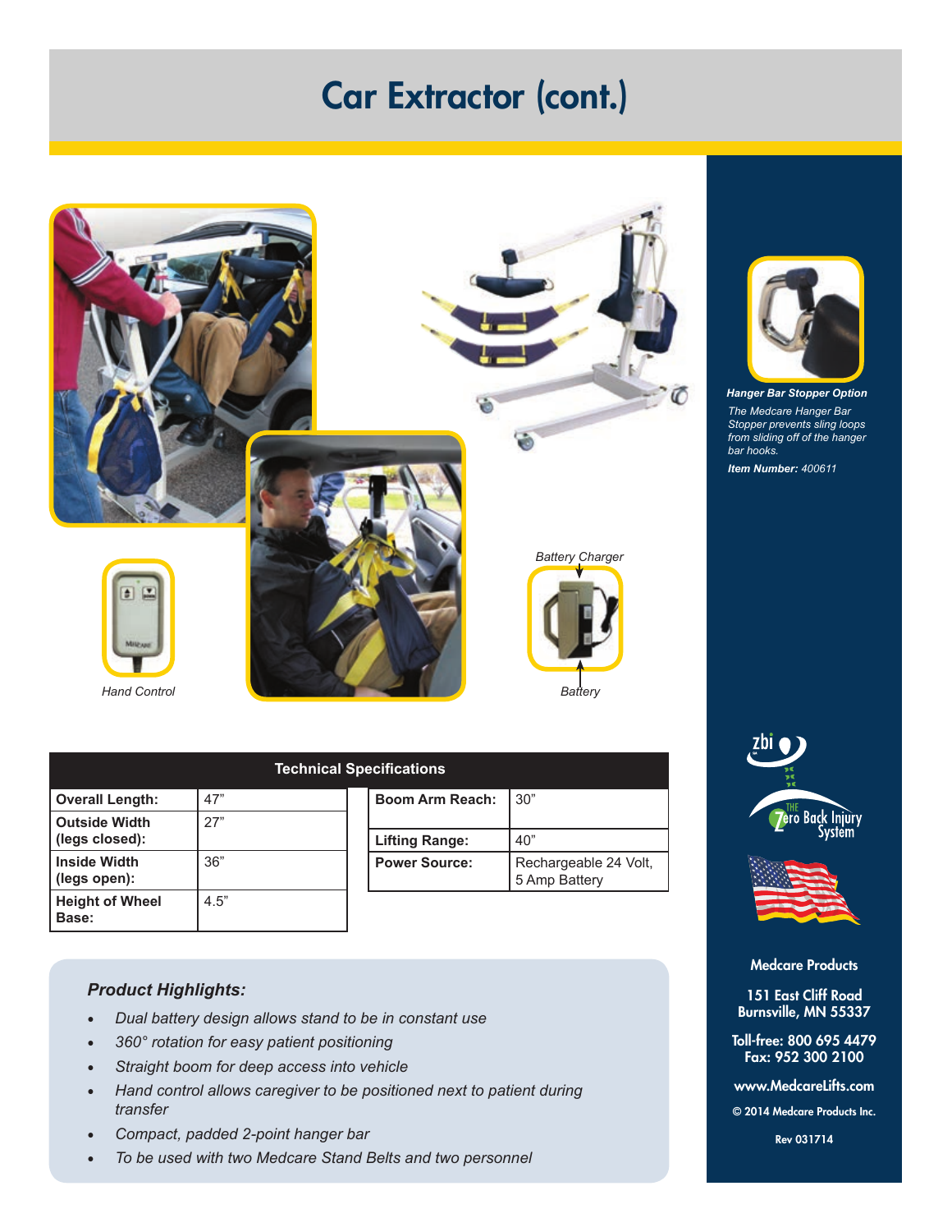# Car Extractor (cont.)

*Hand Control*

*Battery Charger*

*Battery*

***Hanger Bar Stopper Option***

*The Medcare Hanger Bar Stopper prevents sling loops from sliding off of the hanger bar hooks.*

***Item Number:*** *400611*

| Technical Specifications | | | |
|---|---|---|---|
| **Overall Length:** | 47” | **Boom Arm Reach:** | 30” |
| **Outside Width (legs closed):** | 27” | **Lifting Range:** | 40” |
| **Inside Width (legs open):** | 36” | **Power Source:** | Rechargeable 24 Volt, 5 Amp Battery |
| **Height of Wheel Base:** | 4.5” | | |

### *Product Highlights:*

- *Dual battery design allows stand to be in constant use*
- *360° rotation for easy patient positioning*
- *Straight boom for deep access into vehicle*
- *Hand control allows caregiver to be positioned next to patient during transfer*
- *Compact, padded 2-point hanger bar*
- *To be used with two Medcare Stand Belts and two personnel*

zbi

THE Zero Back Injury System

**Medcare Products**

**151 East Cliff Road**
**Burnsville, MN 55337**

**Toll-free: 800 695 4479**
**Fax: 952 300 2100**

**www.MedcareLifts.com**

**© 2014 Medcare Products Inc.**

**Rev 031714**